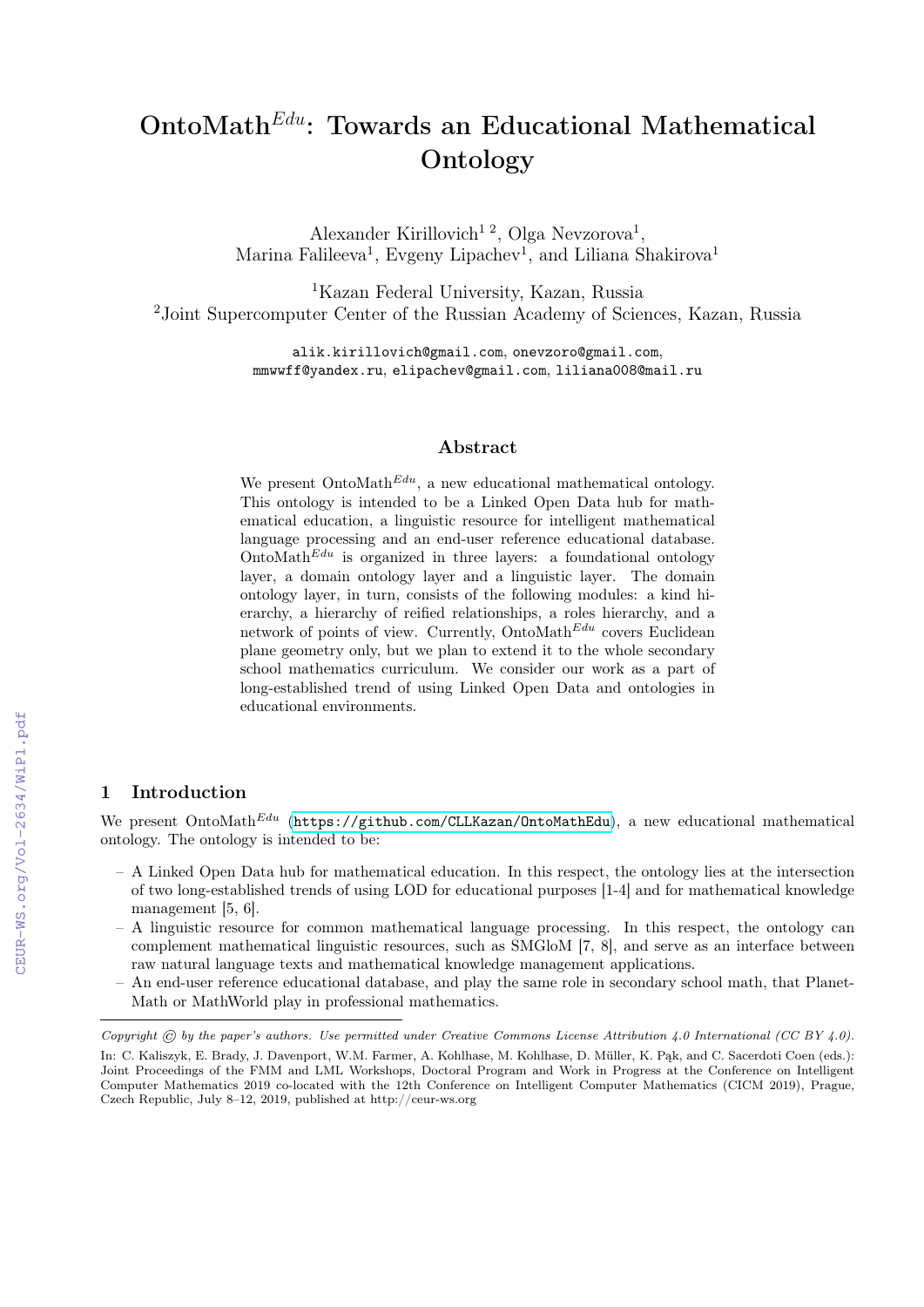# OntoMath$^{Edu}$: Towards an Educational Mathematical Ontology

Alexander Kirillovich[1 2], Olga Nevzorova[1], Marina Falileeva[1], Evgeny Lipachev[1], and Liliana Shakirova[1]

[1]Kazan Federal University, Kazan, Russia
[2]Joint Supercomputer Center of the Russian Academy of Sciences, Kazan, Russia

alik.kirillovich@gmail.com, onevzoro@gmail.com, mmwwff@yandex.ru, elipachev@gmail.com, liliana008@mail.ru

## Abstract

We present OntoMath$^{Edu}$, a new educational mathematical ontology. This ontology is intended to be a Linked Open Data hub for mathematical education, a linguistic resource for intelligent mathematical language processing and an end-user reference educational database. OntoMath$^{Edu}$ is organized in three layers: a foundational ontology layer, a domain ontology layer and a linguistic layer. The domain ontology layer, in turn, consists of the following modules: a kind hierarchy, a hierarchy of reified relationships, a roles hierarchy, and a network of points of view. Currently, OntoMath$^{Edu}$ covers Euclidean plane geometry only, but we plan to extend it to the whole secondary school mathematics curriculum. We consider our work as a part of long-established trend of using Linked Open Data and ontologies in educational environments.

## 1 Introduction

We present OntoMath$^{Edu}$ (https://github.com/CLLKazan/OntoMathEdu), a new educational mathematical ontology. The ontology is intended to be:

- A Linked Open Data hub for mathematical education. In this respect, the ontology lies at the intersection of two long-established trends of using LOD for educational purposes [1-4] and for mathematical knowledge management [5, 6].
- A linguistic resource for common mathematical language processing. In this respect, the ontology can complement mathematical linguistic resources, such as SMGloM [7, 8], and serve as an interface between raw natural language texts and mathematical knowledge management applications.
- An end-user reference educational database, and play the same role in secondary school math, that PlanetMath or MathWorld play in professional mathematics.

*Copyright © by the paper's authors. Use permitted under Creative Commons License Attribution 4.0 International (CC BY 4.0).*

In: C. Kaliszyk, E. Brady, J. Davenport, W.M. Farmer, A. Kohlhase, M. Kohlhase, D. Müller, K. Pąk, and C. Sacerdoti Coen (eds.): Joint Proceedings of the FMM and LML Workshops, Doctoral Program and Work in Progress at the Conference on Intelligent Computer Mathematics 2019 co-located with the 12th Conference on Intelligent Computer Mathematics (CICM 2019), Prague, Czech Republic, July 8–12, 2019, published at http://ceur-ws.org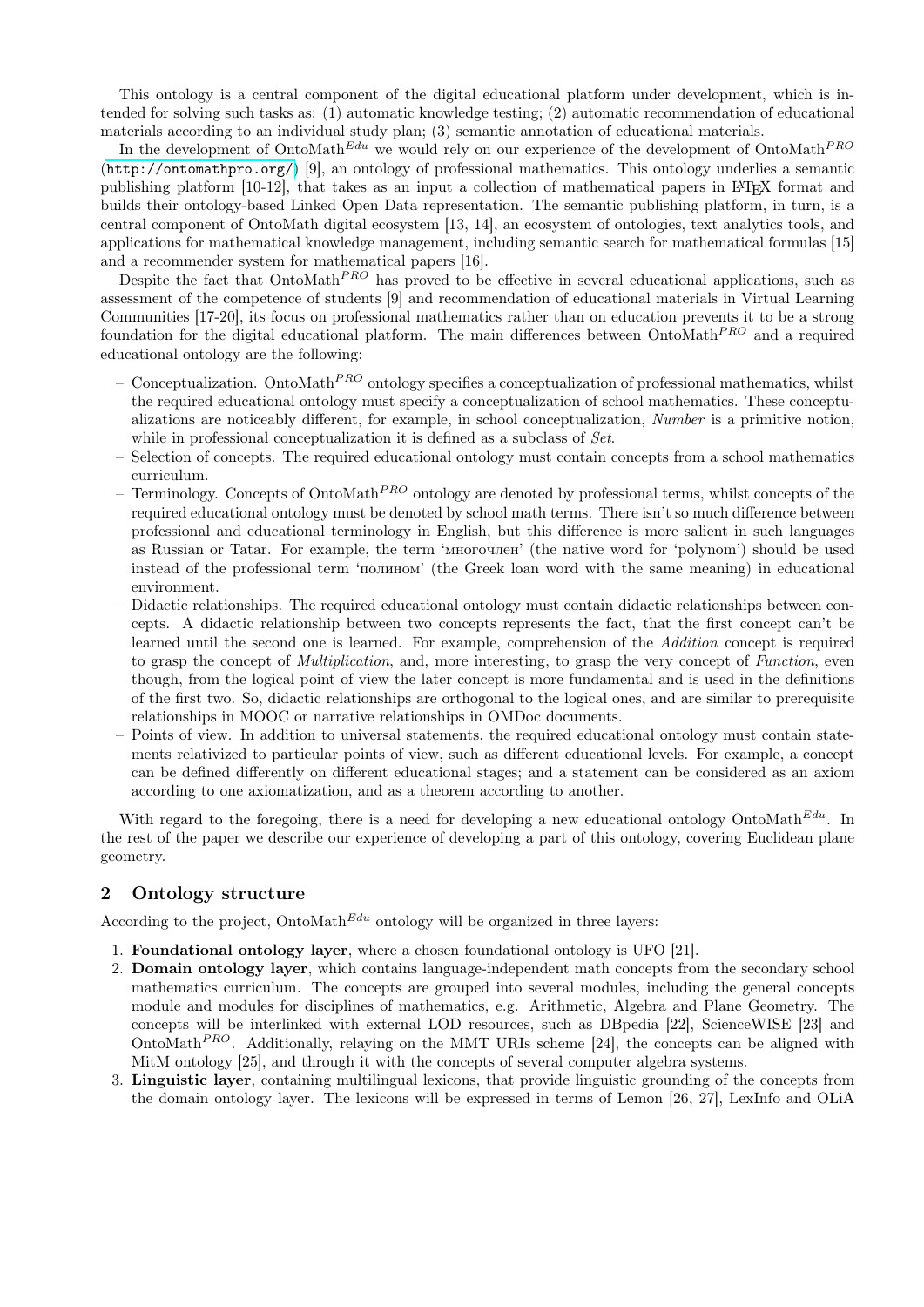This ontology is a central component of the digital educational platform under development, which is intended for solving such tasks as: (1) automatic knowledge testing; (2) automatic recommendation of educational materials according to an individual study plan; (3) semantic annotation of educational materials.

In the development of OntoMath$^{Edu}$ we would rely on our experience of the development of OntoMath$^{PRO}$ (http://ontomathpro.org/) [9], an ontology of professional mathematics. This ontology underlies a semantic publishing platform [10-12], that takes as an input a collection of mathematical papers in LaTeX format and builds their ontology-based Linked Open Data representation. The semantic publishing platform, in turn, is a central component of OntoMath digital ecosystem [13, 14], an ecosystem of ontologies, text analytics tools, and applications for mathematical knowledge management, including semantic search for mathematical formulas [15] and a recommender system for mathematical papers [16].

Despite the fact that OntoMath$^{PRO}$ has proved to be effective in several educational applications, such as assessment of the competence of students [9] and recommendation of educational materials in Virtual Learning Communities [17-20], its focus on professional mathematics rather than on education prevents it to be a strong foundation for the digital educational platform. The main differences between OntoMath$^{PRO}$ and a required educational ontology are the following:

- Conceptualization. OntoMath$^{PRO}$ ontology specifies a conceptualization of professional mathematics, whilst the required educational ontology must specify a conceptualization of school mathematics. These conceptualizations are noticeably different, for example, in school conceptualization, *Number* is a primitive notion, while in professional conceptualization it is defined as a subclass of *Set*.
- Selection of concepts. The required educational ontology must contain concepts from a school mathematics curriculum.
- Terminology. Concepts of OntoMath$^{PRO}$ ontology are denoted by professional terms, whilst concepts of the required educational ontology must be denoted by school math terms. There isn't so much difference between professional and educational terminology in English, but this difference is more salient in such languages as Russian or Tatar. For example, the term 'многочлен' (the native word for 'polynom') should be used instead of the professional term 'полином' (the Greek loan word with the same meaning) in educational environment.
- Didactic relationships. The required educational ontology must contain didactic relationships between concepts. A didactic relationship between two concepts represents the fact, that the first concept can't be learned until the second one is learned. For example, comprehension of the *Addition* concept is required to grasp the concept of *Multiplication*, and, more interesting, to grasp the very concept of *Function*, even though, from the logical point of view the later concept is more fundamental and is used in the definitions of the first two. So, didactic relationships are orthogonal to the logical ones, and are similar to prerequisite relationships in MOOC or narrative relationships in OMDoc documents.
- Points of view. In addition to universal statements, the required educational ontology must contain statements relativized to particular points of view, such as different educational levels. For example, a concept can be defined differently on different educational stages; and a statement can be considered as an axiom according to one axiomatization, and as a theorem according to another.

With regard to the foregoing, there is a need for developing a new educational ontology OntoMath$^{Edu}$. In the rest of the paper we describe our experience of developing a part of this ontology, covering Euclidean plane geometry.

## 2 Ontology structure

According to the project, OntoMath$^{Edu}$ ontology will be organized in three layers:

1. **Foundational ontology layer**, where a chosen foundational ontology is UFO [21].
2. **Domain ontology layer**, which contains language-independent math concepts from the secondary school mathematics curriculum. The concepts are grouped into several modules, including the general concepts module and modules for disciplines of mathematics, e.g. Arithmetic, Algebra and Plane Geometry. The concepts will be interlinked with external LOD resources, such as DBpedia [22], ScienceWISE [23] and OntoMath$^{PRO}$. Additionally, relaying on the MMT URIs scheme [24], the concepts can be aligned with MitM ontology [25], and through it with the concepts of several computer algebra systems.
3. **Linguistic layer**, containing multilingual lexicons, that provide linguistic grounding of the concepts from the domain ontology layer. The lexicons will be expressed in terms of Lemon [26, 27], LexInfo and OLiA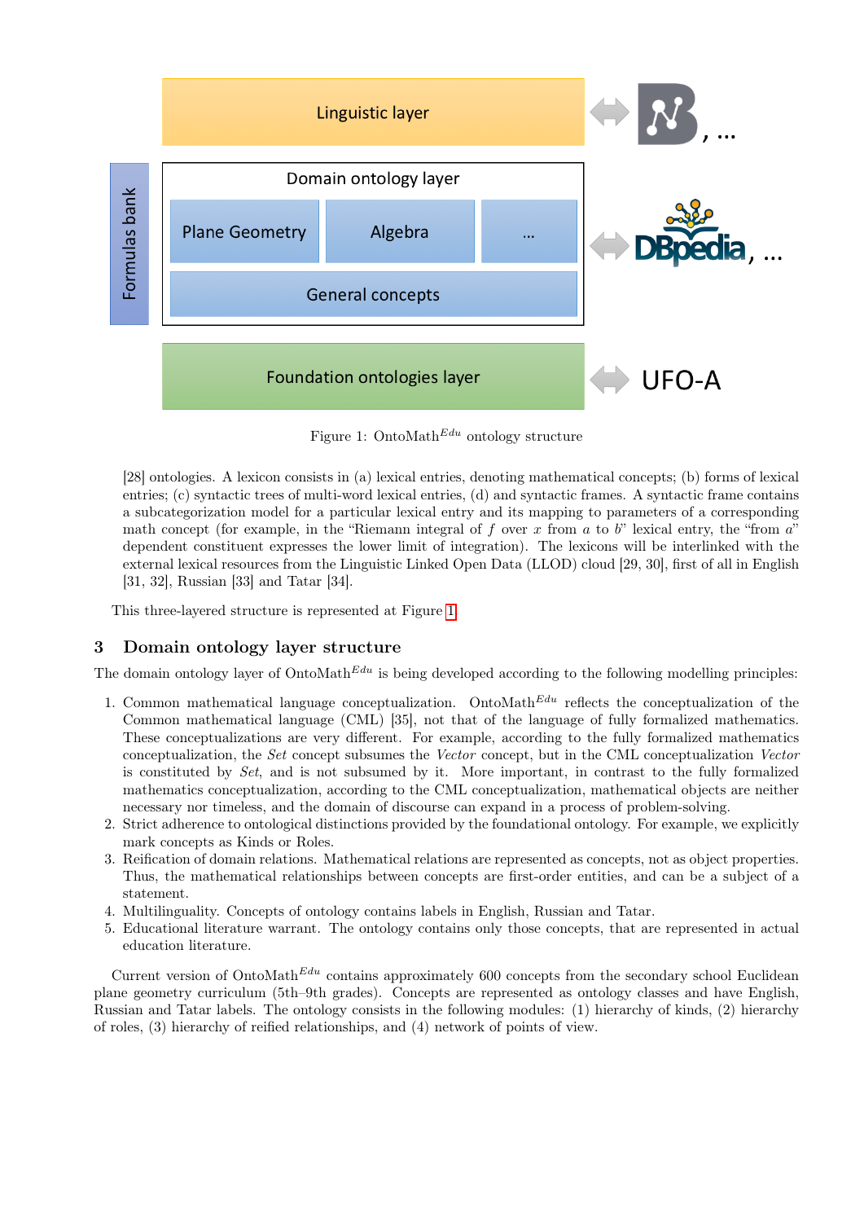Linguistic layer

Domain ontology layer

Plane Geometry

Algebra

...

General concepts

Formulas bank

DBpedia, ...

Foundation ontologies layer

UFO-A

Figure 1: OntoMath$^{Edu}$ ontology structure

[28] ontologies. A lexicon consists in (a) lexical entries, denoting mathematical concepts; (b) forms of lexical entries; (c) syntactic trees of multi-word lexical entries, (d) and syntactic frames. A syntactic frame contains a subcategorization model for a particular lexical entry and its mapping to parameters of a corresponding math concept (for example, in the "Riemann integral of $f$ over $x$ from $a$ to $b$" lexical entry, the "from $a$" dependent constituent expresses the lower limit of integration). The lexicons will be interlinked with the external lexical resources from the Linguistic Linked Open Data (LLOD) cloud [29, 30], first of all in English [31, 32], Russian [33] and Tatar [34].

This three-layered structure is represented at Figure 1.

## 3 Domain ontology layer structure

The domain ontology layer of OntoMath$^{Edu}$ is being developed according to the following modelling principles:

1. Common mathematical language conceptualization. OntoMath$^{Edu}$ reflects the conceptualization of the Common mathematical language (CML) [35], not that of the language of fully formalized mathematics. These conceptualizations are very different. For example, according to the fully formalized mathematics conceptualization, the *Set* concept subsumes the *Vector* concept, but in the CML conceptualization *Vector* is constituted by *Set*, and is not subsumed by it. More important, in contrast to the fully formalized mathematics conceptualization, according to the CML conceptualization, mathematical objects are neither necessary nor timeless, and the domain of discourse can expand in a process of problem-solving.
2. Strict adherence to ontological distinctions provided by the foundational ontology. For example, we explicitly mark concepts as Kinds or Roles.
3. Reification of domain relations. Mathematical relations are represented as concepts, not as object properties. Thus, the mathematical relationships between concepts are first-order entities, and can be a subject of a statement.
4. Multilinguality. Concepts of ontology contains labels in English, Russian and Tatar.
5. Educational literature warrant. The ontology contains only those concepts, that are represented in actual education literature.

Current version of OntoMath$^{Edu}$ contains approximately 600 concepts from the secondary school Euclidean plane geometry curriculum (5th–9th grades). Concepts are represented as ontology classes and have English, Russian and Tatar labels. The ontology consists in the following modules: (1) hierarchy of kinds, (2) hierarchy of roles, (3) hierarchy of reified relationships, and (4) network of points of view.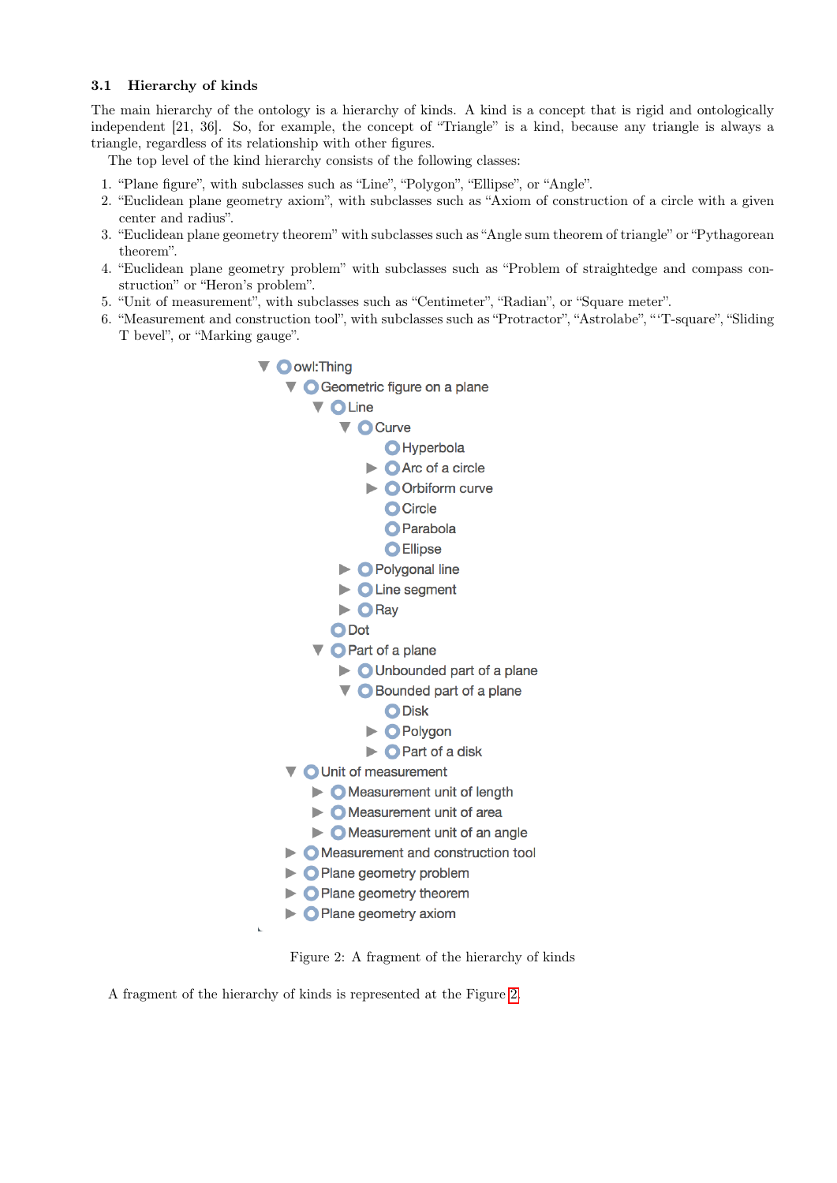### 3.1 Hierarchy of kinds

The main hierarchy of the ontology is a hierarchy of kinds. A kind is a concept that is rigid and ontologically independent [21, 36]. So, for example, the concept of "Triangle" is a kind, because any triangle is always a triangle, regardless of its relationship with other figures.

The top level of the kind hierarchy consists of the following classes:

1. "Plane figure", with subclasses such as "Line", "Polygon", "Ellipse", or "Angle".
2. "Euclidean plane geometry axiom", with subclasses such as "Axiom of construction of a circle with a given center and radius".
3. "Euclidean plane geometry theorem" with subclasses such as "Angle sum theorem of triangle" or "Pythagorean theorem".
4. "Euclidean plane geometry problem" with subclasses such as "Problem of straightedge and compass construction" or "Heron's problem".
5. "Unit of measurement", with subclasses such as "Centimeter", "Radian", or "Square meter".
6. "Measurement and construction tool", with subclasses such as "Protractor", "Astrolabe", "'T-square", "Sliding T bevel", or "Marking gauge".

owl:Thing
Geometric figure on a plane
Line
Curve
Hyperbola
Arc of a circle
Orbiform curve
Circle
Parabola
Ellipse
Polygonal line
Line segment
Ray
Dot
Part of a plane
Unbounded part of a plane
Bounded part of a plane
Disk
Polygon
Part of a disk
Unit of measurement
Measurement unit of length
Measurement unit of area
Measurement unit of an angle
Measurement and construction tool
Plane geometry problem
Plane geometry theorem
Plane geometry axiom

Figure 2: A fragment of the hierarchy of kinds

A fragment of the hierarchy of kinds is represented at the Figure 2.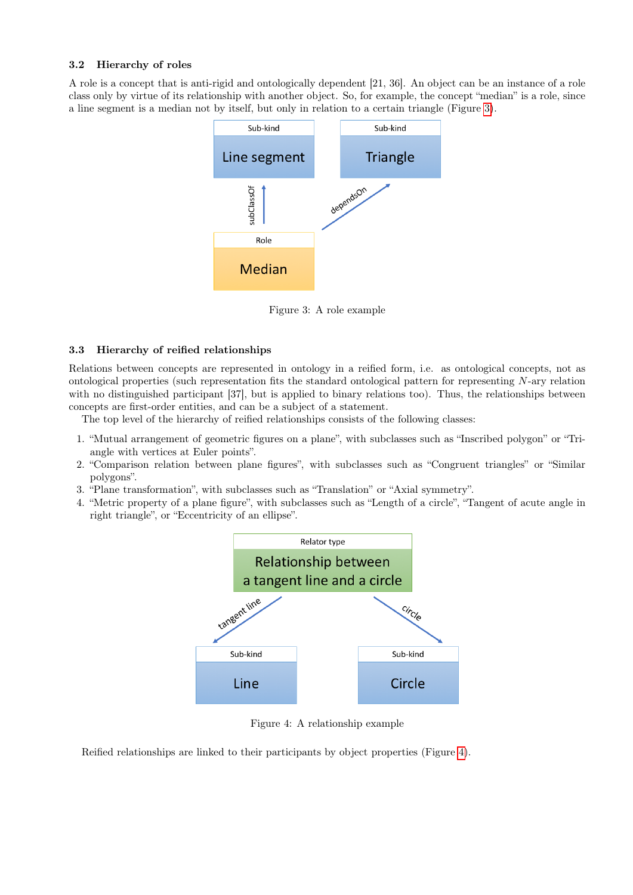### 3.2 Hierarchy of roles

A role is a concept that is anti-rigid and ontologically dependent [21, 36]. An object can be an instance of a role class only by virtue of its relationship with another object. So, for example, the concept "median" is a role, since a line segment is a median not by itself, but only in relation to a certain triangle (Figure 3).

Sub-kind
Line segment

Sub-kind
Triangle

subClassOf

dependsOn

Role
Median

Figure 3: A role example

### 3.3 Hierarchy of reified relationships

Relations between concepts are represented in ontology in a reified form, i.e. as ontological concepts, not as ontological properties (such representation fits the standard ontological pattern for representing $N$-ary relation with no distinguished participant [37], but is applied to binary relations too). Thus, the relationships between concepts are first-order entities, and can be a subject of a statement.

The top level of the hierarchy of reified relationships consists of the following classes:

1. "Mutual arrangement of geometric figures on a plane", with subclasses such as "Inscribed polygon" or "Triangle with vertices at Euler points".
2. "Comparison relation between plane figures", with subclasses such as "Congruent triangles" or "Similar polygons".
3. "Plane transformation", with subclasses such as "Translation" or "Axial symmetry".
4. "Metric property of a plane figure", with subclasses such as "Length of a circle", "Tangent of acute angle in right triangle", or "Eccentricity of an ellipse".

Relator type
Relationship between a tangent line and a circle

tangent line

circle

Sub-kind
Line

Sub-kind
Circle

Figure 4: A relationship example

Reified relationships are linked to their participants by object properties (Figure 4).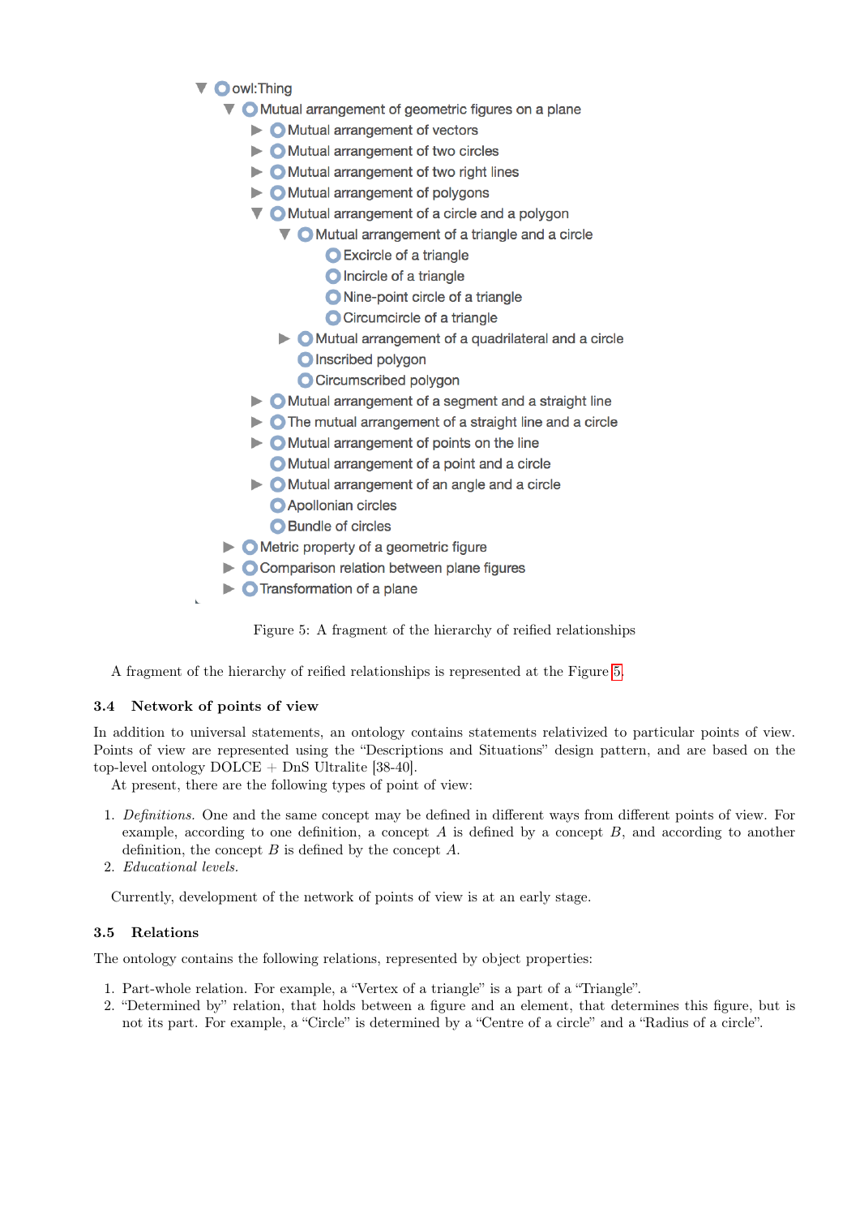- owl:Thing
  - Mutual arrangement of geometric figures on a plane
    - Mutual arrangement of vectors
    - Mutual arrangement of two circles
    - Mutual arrangement of two right lines
    - Mutual arrangement of polygons
    - Mutual arrangement of a circle and a polygon
      - Mutual arrangement of a triangle and a circle
        - Excircle of a triangle
        - Incircle of a triangle
        - Nine-point circle of a triangle
        - Circumcircle of a triangle
      - Mutual arrangement of a quadrilateral and a circle
      - Inscribed polygon
      - Circumscribed polygon
    - Mutual arrangement of a segment and a straight line
    - The mutual arrangement of a straight line and a circle
    - Mutual arrangement of points on the line
    - Mutual arrangement of a point and a circle
    - Mutual arrangement of an angle and a circle
    - Apollonian circles
    - Bundle of circles
  - Metric property of a geometric figure
  - Comparison relation between plane figures
  - Transformation of a plane

Figure 5: A fragment of the hierarchy of reified relationships

A fragment of the hierarchy of reified relationships is represented at the Figure 5.

### 3.4 Network of points of view

In addition to universal statements, an ontology contains statements relativized to particular points of view. Points of view are represented using the "Descriptions and Situations" design pattern, and are based on the top-level ontology DOLCE + DnS Ultralite [38-40].

At present, there are the following types of point of view:

1. *Definitions.* One and the same concept may be defined in different ways from different points of view. For example, according to one definition, a concept $A$ is defined by a concept $B$, and according to another definition, the concept $B$ is defined by the concept $A$.
2. *Educational levels.*

Currently, development of the network of points of view is at an early stage.

### 3.5 Relations

The ontology contains the following relations, represented by object properties:

1. Part-whole relation. For example, a "Vertex of a triangle" is a part of a "Triangle".
2. "Determined by" relation, that holds between a figure and an element, that determines this figure, but is not its part. For example, a "Circle" is determined by a "Centre of a circle" and a "Radius of a circle".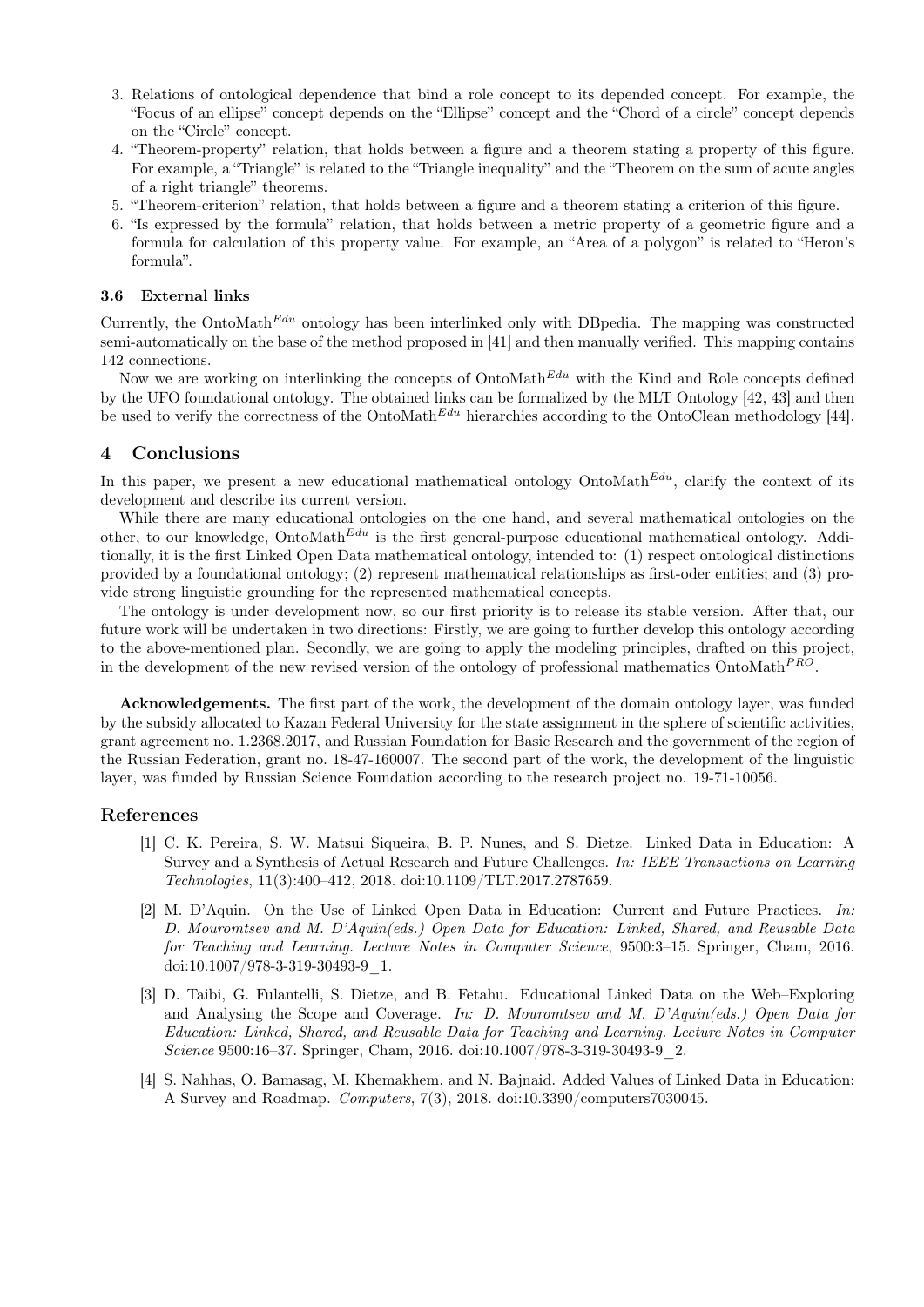3. Relations of ontological dependence that bind a role concept to its depended concept. For example, the "Focus of an ellipse" concept depends on the "Ellipse" concept and the "Chord of a circle" concept depends on the "Circle" concept.
4. "Theorem-property" relation, that holds between a figure and a theorem stating a property of this figure. For example, a "Triangle" is related to the "Triangle inequality" and the "Theorem on the sum of acute angles of a right triangle" theorems.
5. "Theorem-criterion" relation, that holds between a figure and a theorem stating a criterion of this figure.
6. "Is expressed by the formula" relation, that holds between a metric property of a geometric figure and a formula for calculation of this property value. For example, an "Area of a polygon" is related to "Heron's formula".

### 3.6 External links

Currently, the OntoMath$^{Edu}$ ontology has been interlinked only with DBpedia. The mapping was constructed semi-automatically on the base of the method proposed in [41] and then manually verified. This mapping contains 142 connections.

Now we are working on interlinking the concepts of OntoMath$^{Edu}$ with the Kind and Role concepts defined by the UFO foundational ontology. The obtained links can be formalized by the MLT Ontology [42, 43] and then be used to verify the correctness of the OntoMath$^{Edu}$ hierarchies according to the OntoClean methodology [44].

## 4 Conclusions

In this paper, we present a new educational mathematical ontology OntoMath$^{Edu}$, clarify the context of its development and describe its current version.

While there are many educational ontologies on the one hand, and several mathematical ontologies on the other, to our knowledge, OntoMath$^{Edu}$ is the first general-purpose educational mathematical ontology. Additionally, it is the first Linked Open Data mathematical ontology, intended to: (1) respect ontological distinctions provided by a foundational ontology; (2) represent mathematical relationships as first-oder entities; and (3) provide strong linguistic grounding for the represented mathematical concepts.

The ontology is under development now, so our first priority is to release its stable version. After that, our future work will be undertaken in two directions: Firstly, we are going to further develop this ontology according to the above-mentioned plan. Secondly, we are going to apply the modeling principles, drafted on this project, in the development of the new revised version of the ontology of professional mathematics OntoMath$^{PRO}$.

**Acknowledgements.** The first part of the work, the development of the domain ontology layer, was funded by the subsidy allocated to Kazan Federal University for the state assignment in the sphere of scientific activities, grant agreement no. 1.2368.2017, and Russian Foundation for Basic Research and the government of the region of the Russian Federation, grant no. 18-47-160007. The second part of the work, the development of the linguistic layer, was funded by Russian Science Foundation according to the research project no. 19-71-10056.

## References

[1] C. K. Pereira, S. W. Matsui Siqueira, B. P. Nunes, and S. Dietze. Linked Data in Education: A Survey and a Synthesis of Actual Research and Future Challenges. *In: IEEE Transactions on Learning Technologies*, 11(3):400–412, 2018. doi:10.1109/TLT.2017.2787659.

[2] M. D'Aquin. On the Use of Linked Open Data in Education: Current and Future Practices. *In: D. Mouromtsev and M. D'Aquin(eds.) Open Data for Education: Linked, Shared, and Reusable Data for Teaching and Learning. Lecture Notes in Computer Science*, 9500:3–15. Springer, Cham, 2016. doi:10.1007/978-3-319-30493-9_1.

[3] D. Taibi, G. Fulantelli, S. Dietze, and B. Fetahu. Educational Linked Data on the Web–Exploring and Analysing the Scope and Coverage. *In: D. Mouromtsev and M. D'Aquin(eds.) Open Data for Education: Linked, Shared, and Reusable Data for Teaching and Learning. Lecture Notes in Computer Science* 9500:16–37. Springer, Cham, 2016. doi:10.1007/978-3-319-30493-9_2.

[4] S. Nahhas, O. Bamasag, M. Khemakhem, and N. Bajnaid. Added Values of Linked Data in Education: A Survey and Roadmap. *Computers*, 7(3), 2018. doi:10.3390/computers7030045.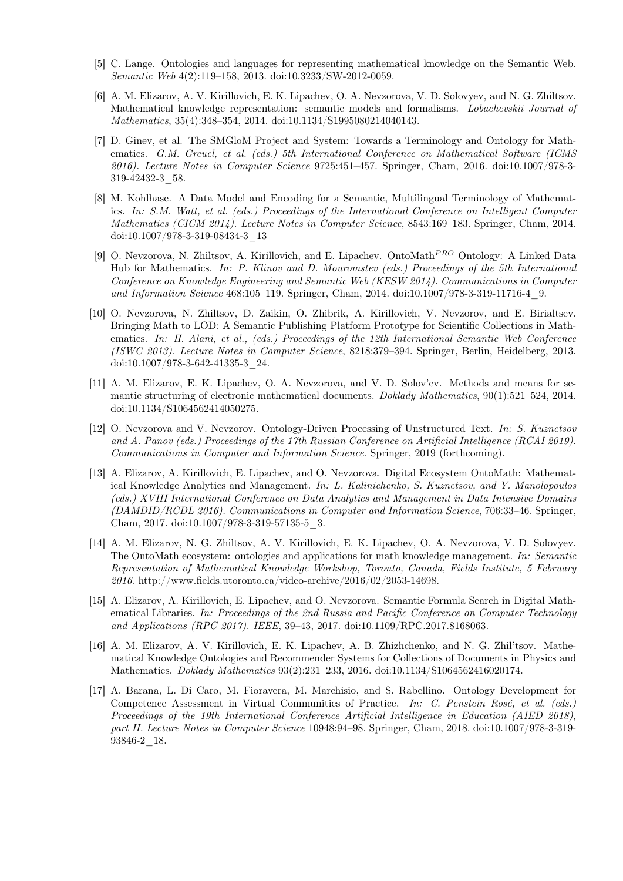[5] C. Lange. Ontologies and languages for representing mathematical knowledge on the Semantic Web. *Semantic Web* 4(2):119–158, 2013. doi:10.3233/SW-2012-0059.

[6] A. M. Elizarov, A. V. Kirillovich, E. K. Lipachev, O. A. Nevzorova, V. D. Solovyev, and N. G. Zhiltsov. Mathematical knowledge representation: semantic models and formalisms. *Lobachevskii Journal of Mathematics*, 35(4):348–354, 2014. doi:10.1134/S1995080214040143.

[7] D. Ginev, et al. The SMGloM Project and System: Towards a Terminology and Ontology for Mathematics. *G.M. Greuel, et al. (eds.) 5th International Conference on Mathematical Software (ICMS 2016). Lecture Notes in Computer Science* 9725:451–457. Springer, Cham, 2016. doi:10.1007/978-3-319-42432-3_58.

[8] M. Kohlhase. A Data Model and Encoding for a Semantic, Multilingual Terminology of Mathematics. *In: S.M. Watt, et al. (eds.) Proceedings of the International Conference on Intelligent Computer Mathematics (CICM 2014). Lecture Notes in Computer Science*, 8543:169–183. Springer, Cham, 2014. doi:10.1007/978-3-319-08434-3_13

[9] O. Nevzorova, N. Zhiltsov, A. Kirillovich, and E. Lipachev. OntoMath$^{PRO}$ Ontology: A Linked Data Hub for Mathematics. *In: P. Klinov and D. Mouromstev (eds.) Proceedings of the 5th International Conference on Knowledge Engineering and Semantic Web (KESW 2014). Communications in Computer and Information Science* 468:105–119. Springer, Cham, 2014. doi:10.1007/978-3-319-11716-4_9.

[10] O. Nevzorova, N. Zhiltsov, D. Zaikin, O. Zhibrik, A. Kirillovich, V. Nevzorov, and E. Birialtsev. Bringing Math to LOD: A Semantic Publishing Platform Prototype for Scientific Collections in Mathematics. *In: H. Alani, et al., (eds.) Proceedings of the 12th International Semantic Web Conference (ISWC 2013). Lecture Notes in Computer Science*, 8218:379–394. Springer, Berlin, Heidelberg, 2013. doi:10.1007/978-3-642-41335-3_24.

[11] A. M. Elizarov, E. K. Lipachev, O. A. Nevzorova, and V. D. Solov'ev. Methods and means for semantic structuring of electronic mathematical documents. *Doklady Mathematics*, 90(1):521–524, 2014. doi:10.1134/S1064562414050275.

[12] O. Nevzorova and V. Nevzorov. Ontology-Driven Processing of Unstructured Text. *In: S. Kuznetsov and A. Panov (eds.) Proceedings of the 17th Russian Conference on Artificial Intelligence (RCAI 2019). Communications in Computer and Information Science*. Springer, 2019 (forthcoming).

[13] A. Elizarov, A. Kirillovich, E. Lipachev, and O. Nevzorova. Digital Ecosystem OntoMath: Mathematical Knowledge Analytics and Management. *In: L. Kalinichenko, S. Kuznetsov, and Y. Manolopoulos (eds.) XVIII International Conference on Data Analytics and Management in Data Intensive Domains (DAMDID/RCDL 2016). Communications in Computer and Information Science*, 706:33–46. Springer, Cham, 2017. doi:10.1007/978-3-319-57135-5_3.

[14] A. M. Elizarov, N. G. Zhiltsov, A. V. Kirillovich, E. K. Lipachev, O. A. Nevzorova, V. D. Solovyev. The OntoMath ecosystem: ontologies and applications for math knowledge management. *In: Semantic Representation of Mathematical Knowledge Workshop, Toronto, Canada, Fields Institute, 5 February 2016*. http://www.fields.utoronto.ca/video-archive/2016/02/2053-14698.

[15] A. Elizarov, A. Kirillovich, E. Lipachev, and O. Nevzorova. Semantic Formula Search in Digital Mathematical Libraries. *In: Proceedings of the 2nd Russia and Pacific Conference on Computer Technology and Applications (RPC 2017). IEEE*, 39–43, 2017. doi:10.1109/RPC.2017.8168063.

[16] A. M. Elizarov, A. V. Kirillovich, E. K. Lipachev, A. B. Zhizhchenko, and N. G. Zhil'tsov. Mathematical Knowledge Ontologies and Recommender Systems for Collections of Documents in Physics and Mathematics. *Doklady Mathematics* 93(2):231–233, 2016. doi:10.1134/S1064562416020174.

[17] A. Barana, L. Di Caro, M. Fioravera, M. Marchisio, and S. Rabellino. Ontology Development for Competence Assessment in Virtual Communities of Practice. *In: C. Penstein Rosé, et al. (eds.) Proceedings of the 19th International Conference Artificial Intelligence in Education (AIED 2018), part II. Lecture Notes in Computer Science* 10948:94–98. Springer, Cham, 2018. doi:10.1007/978-3-319-93846-2_18.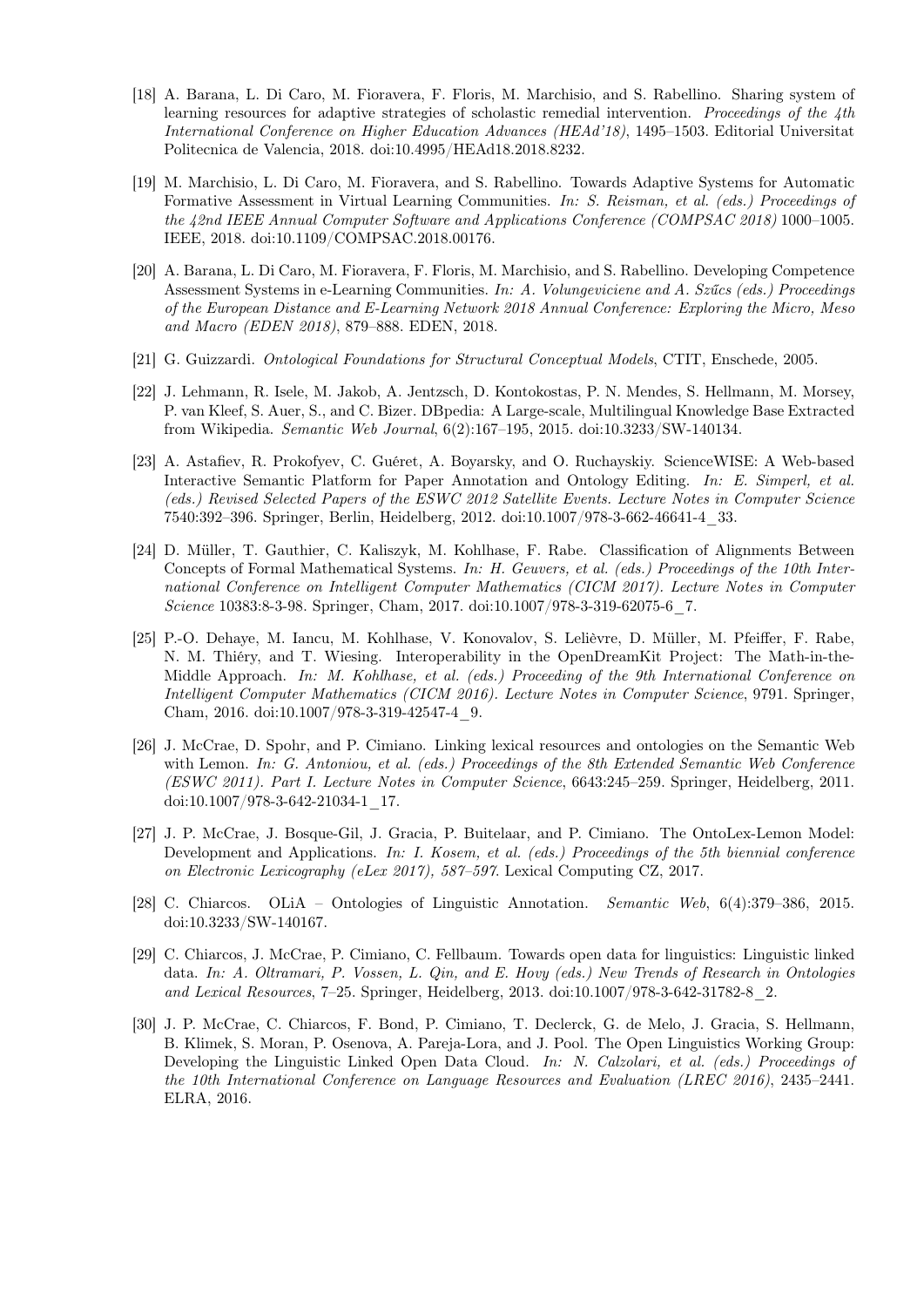[18] A. Barana, L. Di Caro, M. Fioravera, F. Floris, M. Marchisio, and S. Rabellino. Sharing system of learning resources for adaptive strategies of scholastic remedial intervention. *Proceedings of the 4th International Conference on Higher Education Advances (HEAd'18)*, 1495–1503. Editorial Universitat Politecnica de Valencia, 2018. doi:10.4995/HEAd18.2018.8232.

[19] M. Marchisio, L. Di Caro, M. Fioravera, and S. Rabellino. Towards Adaptive Systems for Automatic Formative Assessment in Virtual Learning Communities. *In: S. Reisman, et al. (eds.) Proceedings of the 42nd IEEE Annual Computer Software and Applications Conference (COMPSAC 2018)* 1000–1005. IEEE, 2018. doi:10.1109/COMPSAC.2018.00176.

[20] A. Barana, L. Di Caro, M. Fioravera, F. Floris, M. Marchisio, and S. Rabellino. Developing Competence Assessment Systems in e-Learning Communities. *In: A. Volungeviciene and A. Szűcs (eds.) Proceedings of the European Distance and E-Learning Network 2018 Annual Conference: Exploring the Micro, Meso and Macro (EDEN 2018)*, 879–888. EDEN, 2018.

[21] G. Guizzardi. *Ontological Foundations for Structural Conceptual Models*, CTIT, Enschede, 2005.

[22] J. Lehmann, R. Isele, M. Jakob, A. Jentzsch, D. Kontokostas, P. N. Mendes, S. Hellmann, M. Morsey, P. van Kleef, S. Auer, S., and C. Bizer. DBpedia: A Large-scale, Multilingual Knowledge Base Extracted from Wikipedia. *Semantic Web Journal*, 6(2):167–195, 2015. doi:10.3233/SW-140134.

[23] A. Astafiev, R. Prokofyev, C. Guéret, A. Boyarsky, and O. Ruchayskiy. ScienceWISE: A Web-based Interactive Semantic Platform for Paper Annotation and Ontology Editing. *In: E. Simperl, et al. (eds.) Revised Selected Papers of the ESWC 2012 Satellite Events. Lecture Notes in Computer Science* 7540:392–396. Springer, Berlin, Heidelberg, 2012. doi:10.1007/978-3-662-46641-4_33.

[24] D. Müller, T. Gauthier, C. Kaliszyk, M. Kohlhase, F. Rabe. Classification of Alignments Between Concepts of Formal Mathematical Systems. *In: H. Geuvers, et al. (eds.) Proceedings of the 10th International Conference on Intelligent Computer Mathematics (CICM 2017). Lecture Notes in Computer Science* 10383:8-3-98. Springer, Cham, 2017. doi:10.1007/978-3-319-62075-6_7.

[25] P.-O. Dehaye, M. Iancu, M. Kohlhase, V. Konovalov, S. Lelièvre, D. Müller, M. Pfeiffer, F. Rabe, N. M. Thiéry, and T. Wiesing. Interoperability in the OpenDreamKit Project: The Math-in-the-Middle Approach. *In: M. Kohlhase, et al. (eds.) Proceeding of the 9th International Conference on Intelligent Computer Mathematics (CICM 2016). Lecture Notes in Computer Science*, 9791. Springer, Cham, 2016. doi:10.1007/978-3-319-42547-4_9.

[26] J. McCrae, D. Spohr, and P. Cimiano. Linking lexical resources and ontologies on the Semantic Web with Lemon. *In: G. Antoniou, et al. (eds.) Proceedings of the 8th Extended Semantic Web Conference (ESWC 2011). Part I. Lecture Notes in Computer Science*, 6643:245–259. Springer, Heidelberg, 2011. doi:10.1007/978-3-642-21034-1_17.

[27] J. P. McCrae, J. Bosque-Gil, J. Gracia, P. Buitelaar, and P. Cimiano. The OntoLex-Lemon Model: Development and Applications. *In: I. Kosem, et al. (eds.) Proceedings of the 5th biennial conference on Electronic Lexicography (eLex 2017), 587–597*. Lexical Computing CZ, 2017.

[28] C. Chiarcos. OLiA – Ontologies of Linguistic Annotation. *Semantic Web*, 6(4):379–386, 2015. doi:10.3233/SW-140167.

[29] C. Chiarcos, J. McCrae, P. Cimiano, C. Fellbaum. Towards open data for linguistics: Linguistic linked data. *In: A. Oltramari, P. Vossen, L. Qin, and E. Hovy (eds.) New Trends of Research in Ontologies and Lexical Resources*, 7–25. Springer, Heidelberg, 2013. doi:10.1007/978-3-642-31782-8_2.

[30] J. P. McCrae, C. Chiarcos, F. Bond, P. Cimiano, T. Declerck, G. de Melo, J. Gracia, S. Hellmann, B. Klimek, S. Moran, P. Osenova, A. Pareja-Lora, and J. Pool. The Open Linguistics Working Group: Developing the Linguistic Linked Open Data Cloud. *In: N. Calzolari, et al. (eds.) Proceedings of the 10th International Conference on Language Resources and Evaluation (LREC 2016)*, 2435–2441. ELRA, 2016.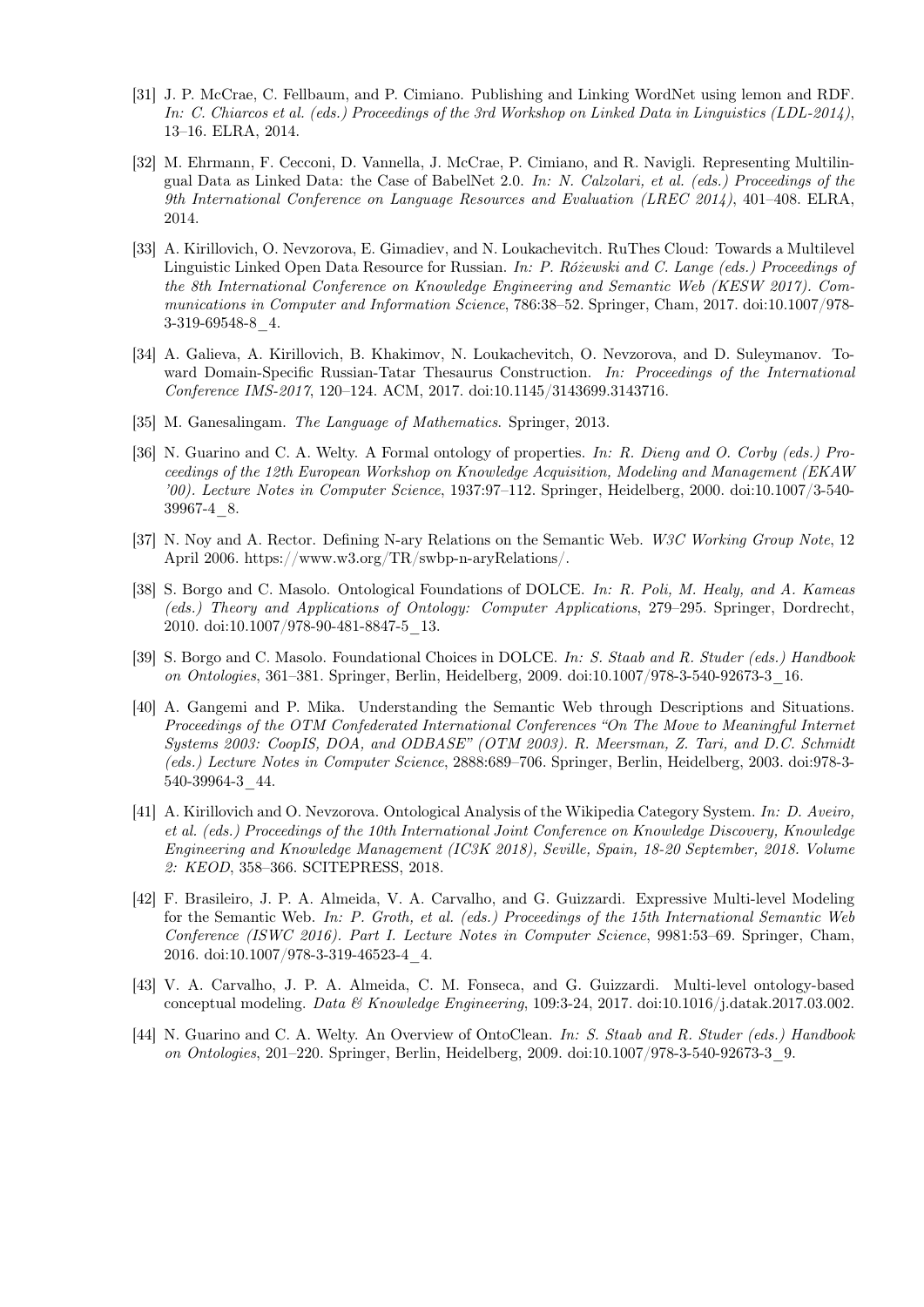[31] J. P. McCrae, C. Fellbaum, and P. Cimiano. Publishing and Linking WordNet using lemon and RDF. *In: C. Chiarcos et al. (eds.) Proceedings of the 3rd Workshop on Linked Data in Linguistics (LDL-2014)*, 13–16. ELRA, 2014.

[32] M. Ehrmann, F. Cecconi, D. Vannella, J. McCrae, P. Cimiano, and R. Navigli. Representing Multilingual Data as Linked Data: the Case of BabelNet 2.0. *In: N. Calzolari, et al. (eds.) Proceedings of the 9th International Conference on Language Resources and Evaluation (LREC 2014)*, 401–408. ELRA, 2014.

[33] A. Kirillovich, O. Nevzorova, E. Gimadiev, and N. Loukachevitch. RuThes Cloud: Towards a Multilevel Linguistic Linked Open Data Resource for Russian. *In: P. Różewski and C. Lange (eds.) Proceedings of the 8th International Conference on Knowledge Engineering and Semantic Web (KESW 2017). Communications in Computer and Information Science*, 786:38–52. Springer, Cham, 2017. doi:10.1007/978-3-319-69548-8_4.

[34] A. Galieva, A. Kirillovich, B. Khakimov, N. Loukachevitch, O. Nevzorova, and D. Suleymanov. Toward Domain-Specific Russian-Tatar Thesaurus Construction. *In: Proceedings of the International Conference IMS-2017*, 120–124. ACM, 2017. doi:10.1145/3143699.3143716.

[35] M. Ganesalingam. *The Language of Mathematics*. Springer, 2013.

[36] N. Guarino and C. A. Welty. A Formal ontology of properties. *In: R. Dieng and O. Corby (eds.) Proceedings of the 12th European Workshop on Knowledge Acquisition, Modeling and Management (EKAW '00). Lecture Notes in Computer Science*, 1937:97–112. Springer, Heidelberg, 2000. doi:10.1007/3-540-39967-4_8.

[37] N. Noy and A. Rector. Defining N-ary Relations on the Semantic Web. *W3C Working Group Note*, 12 April 2006. https://www.w3.org/TR/swbp-n-aryRelations/.

[38] S. Borgo and C. Masolo. Ontological Foundations of DOLCE. *In: R. Poli, M. Healy, and A. Kameas (eds.) Theory and Applications of Ontology: Computer Applications*, 279–295. Springer, Dordrecht, 2010. doi:10.1007/978-90-481-8847-5_13.

[39] S. Borgo and C. Masolo. Foundational Choices in DOLCE. *In: S. Staab and R. Studer (eds.) Handbook on Ontologies*, 361–381. Springer, Berlin, Heidelberg, 2009. doi:10.1007/978-3-540-92673-3_16.

[40] A. Gangemi and P. Mika. Understanding the Semantic Web through Descriptions and Situations. *Proceedings of the OTM Confederated International Conferences "On The Move to Meaningful Internet Systems 2003: CoopIS, DOA, and ODBASE" (OTM 2003). R. Meersman, Z. Tari, and D.C. Schmidt (eds.) Lecture Notes in Computer Science*, 2888:689–706. Springer, Berlin, Heidelberg, 2003. doi:978-3-540-39964-3_44.

[41] A. Kirillovich and O. Nevzorova. Ontological Analysis of the Wikipedia Category System. *In: D. Aveiro, et al. (eds.) Proceedings of the 10th International Joint Conference on Knowledge Discovery, Knowledge Engineering and Knowledge Management (IC3K 2018), Seville, Spain, 18-20 September, 2018. Volume 2: KEOD*, 358–366. SCITEPRESS, 2018.

[42] F. Brasileiro, J. P. A. Almeida, V. A. Carvalho, and G. Guizzardi. Expressive Multi-level Modeling for the Semantic Web. *In: P. Groth, et al. (eds.) Proceedings of the 15th International Semantic Web Conference (ISWC 2016). Part I. Lecture Notes in Computer Science*, 9981:53–69. Springer, Cham, 2016. doi:10.1007/978-3-319-46523-4_4.

[43] V. A. Carvalho, J. P. A. Almeida, C. M. Fonseca, and G. Guizzardi. Multi-level ontology-based conceptual modeling. *Data & Knowledge Engineering*, 109:3-24, 2017. doi:10.1016/j.datak.2017.03.002.

[44] N. Guarino and C. A. Welty. An Overview of OntoClean. *In: S. Staab and R. Studer (eds.) Handbook on Ontologies*, 201–220. Springer, Berlin, Heidelberg, 2009. doi:10.1007/978-3-540-92673-3_9.